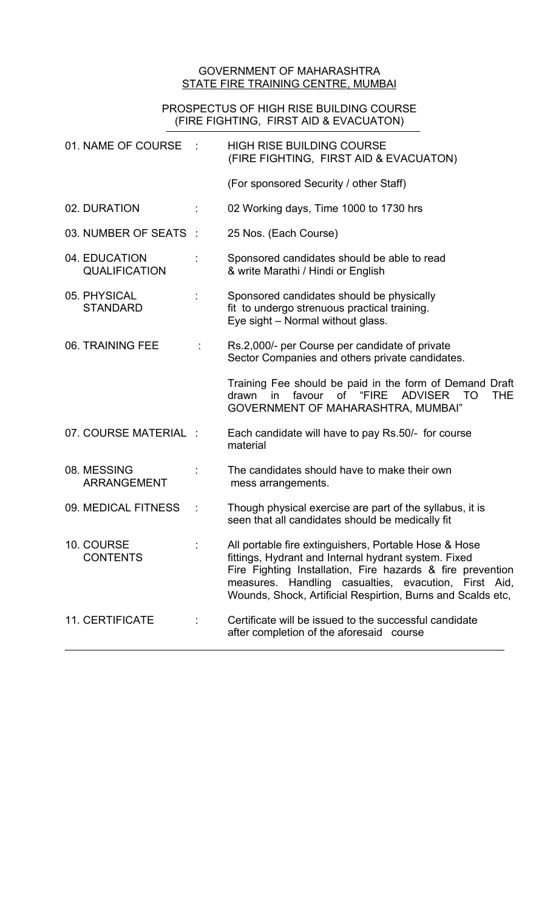GOVERNMENT OF MAHARASHTRA

STATE FIRE TRAINING CENTRE, MUMBAI

# PROSPECTUS OF HIGH RISE BUILDING COURSE (FIRE FIGHTING, FIRST AID & EVACUATON)

| | | |
|---|---|---|
| 01. NAME OF COURSE | : | HIGH RISE BUILDING COURSE (FIRE FIGHTING, FIRST AID & EVACUATON)<br><br>(For sponsored Security / other Staff) |
| 02. DURATION | : | 02 Working days, Time 1000 to 1730 hrs |
| 03. NUMBER OF SEATS | : | 25 Nos. (Each Course) |
| 04. EDUCATION QUALIFICATION | : | Sponsored candidates should be able to read & write Marathi / Hindi or English |
| 05. PHYSICAL STANDARD | : | Sponsored candidates should be physically fit to undergo strenuous practical training. Eye sight – Normal without glass. |
| 06. TRAINING FEE | : | Rs.2,000/- per Course per candidate of private Sector Companies and others private candidates.<br><br>Training Fee should be paid in the form of Demand Draft drawn in favour of "FIRE ADVISER TO THE GOVERNMENT OF MAHARASHTRA, MUMBAI" |
| 07. COURSE MATERIAL | : | Each candidate will have to pay Rs.50/- for course material |
| 08. MESSING ARRANGEMENT | : | The candidates should have to make their own mess arrangements. |
| 09. MEDICAL FITNESS | : | Though physical exercise are part of the syllabus, it is seen that all candidates should be medically fit |
| 10. COURSE CONTENTS | : | All portable fire extinguishers, Portable Hose & Hose fittings, Hydrant and Internal hydrant system. Fixed Fire Fighting Installation, Fire hazards & fire prevention measures. Handling casualties, evacution, First Aid, Wounds, Shock, Artificial Respirtion, Burns and Scalds etc, |
| 11. CERTIFICATE | : | Certificate will be issued to the successful candidate after completion of the aforesaid course |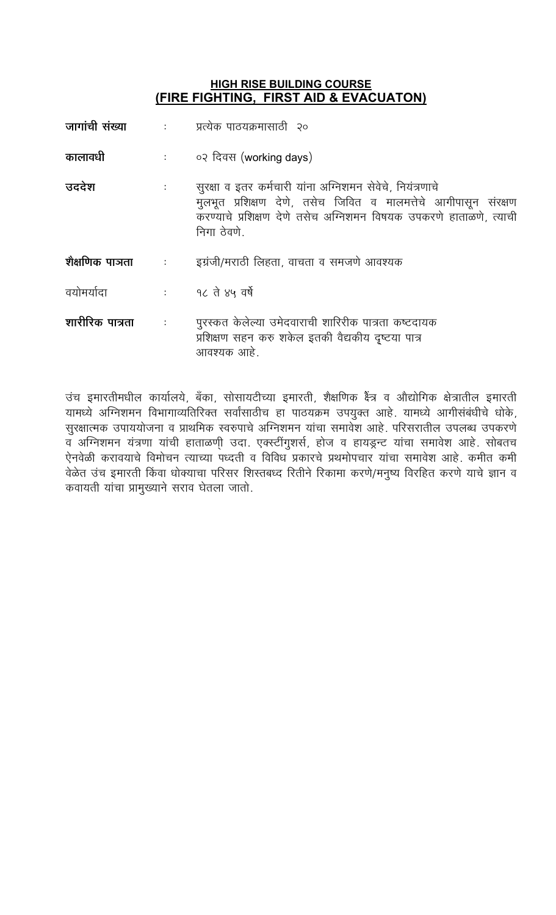## HIGH RISE BUILDING COURSE
## (FIRE FIGHTING, FIRST AID & EVACUATON)

**जागांची संख्या** : प्रत्येक पाठयक्रमासाठी २०

**कालावधी** : ०२ दिवस (working days)

**उददेश** : सुरक्षा व इतर कर्मचारी यांना अग्निशमन सेवेचे, नियंत्रणाचे मुलभूत प्रशिक्षण देणे, तसेच जिवित व मालमत्तेचे आगीपासून संरक्षण करण्याचे प्रशिक्षण देणे तसेच अग्निशमन विषयक उपकरणे हाताळणे, त्याची निगा ठेवणे.

**शैक्षणिक पात्रता** : इग्रंजी/मराठी लिहता, वाचता व समजणे आवश्यक

वयोमर्यादा : १८ ते ४५ वर्षे

**शारीरिक पात्रता** : पुरस्कृत केलेल्या उमेदवाराची शारिरीक पात्रता कष्टदायक प्रशिक्षण सहन करु शकेल इतकी वैद्यकीय दृष्टया पात्र आवश्यक आहे.

उंच इमारतीमधील कार्यालये, बँका, सोसायटीच्या इमारती, शैक्षणिक क्षैत्र व औद्योगिक क्षेत्रातील इमारती यामध्ये अग्निशमन विभागाव्यतिरिक्त सर्वांसाठीच हा पाठयक्रम उपयुक्त आहे. यामध्ये आगीसंबंधीचे धोके, सुरक्षात्मक उपाययोजना व प्राथमिक स्वरुपाचे अग्निशमन यांचा समावेश आहे. परिसरातील उपलब्ध उपकरणे व अग्निशमन यंत्रणा यांची हाताळणी उदा. एक्स्टींगुशर्स, होज व हायड्रन्ट यांचा समावेश आहे. सोबतच ऐनवेळी करावयाचे विमोचन त्याच्या पध्दती व विविध प्रकारचे प्रथमोपचार यांचा समावेश आहे. कमीत कमी वेळेत उंच इमारती किंवा धोक्याचा परिसर शिस्तबध्द रितीने रिकामा करणे/मनुष्य विरहित करणे याचे ज्ञान व कवायती यांचा प्रामुख्याने सराव घेतला जातो.